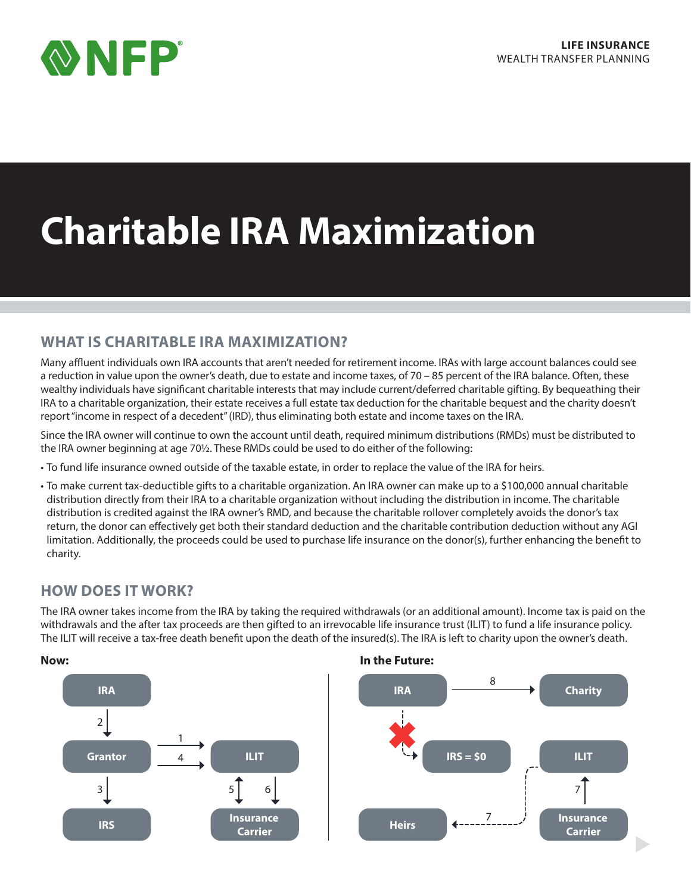LIFE INSURANCE
WEALTH TRANSFER PLANNING

# Charitable IRA Maximization

## WHAT IS CHARITABLE IRA MAXIMIZATION?

Many affluent individuals own IRA accounts that aren't needed for retirement income. IRAs with large account balances could see a reduction in value upon the owner's death, due to estate and income taxes, of 70 – 85 percent of the IRA balance. Often, these wealthy individuals have significant charitable interests that may include current/deferred charitable gifting. By bequeathing their IRA to a charitable organization, their estate receives a full estate tax deduction for the charitable bequest and the charity doesn't report "income in respect of a decedent" (IRD), thus eliminating both estate and income taxes on the IRA.

Since the IRA owner will continue to own the account until death, required minimum distributions (RMDs) must be distributed to the IRA owner beginning at age 70½. These RMDs could be used to do either of the following:

- To fund life insurance owned outside of the taxable estate, in order to replace the value of the IRA for heirs.
- To make current tax-deductible gifts to a charitable organization. An IRA owner can make up to a $100,000 annual charitable distribution directly from their IRA to a charitable organization without including the distribution in income. The charitable distribution is credited against the IRA owner's RMD, and because the charitable rollover completely avoids the donor's tax return, the donor can effectively get both their standard deduction and the charitable contribution deduction without any AGI limitation. Additionally, the proceeds could be used to purchase life insurance on the donor(s), further enhancing the benefit to charity.

## HOW DOES IT WORK?

The IRA owner takes income from the IRA by taking the required withdrawals (or an additional amount). Income tax is paid on the withdrawals and the after tax proceeds are then gifted to an irrevocable life insurance trust (ILIT) to fund a life insurance policy. The ILIT will receive a tax-free death benefit upon the death of the insured(s). The IRA is left to charity upon the owner's death.

**Now:**

- IRA → (2) → Grantor
- Grantor → (1) → ILIT
- Grantor → (4) → ILIT
- Grantor → (3) → IRS
- ILIT ↔ (5) ↔ Insurance Carrier
- ILIT → (6) → Insurance Carrier

**In the Future:**

- IRA → (8) → Charity
- IRA ✗ IRS = $0
- Insurance Carrier → (7) → ILIT
- ILIT → (7) → Heirs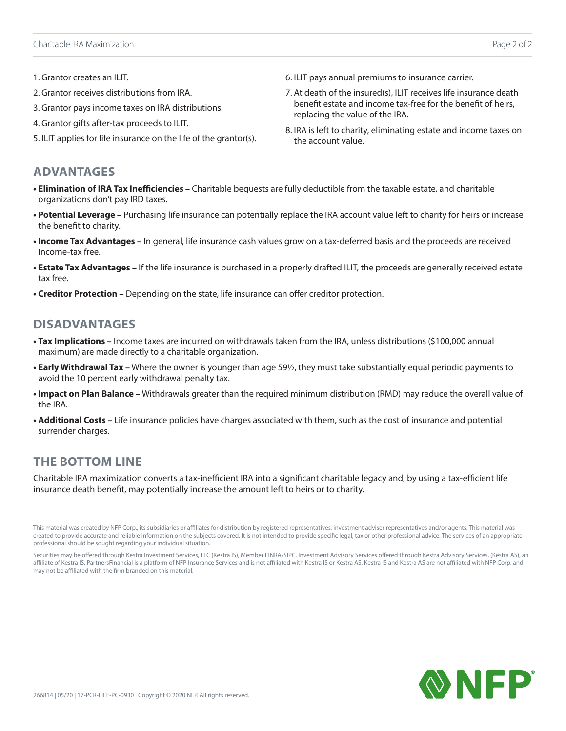1. Grantor creates an ILIT.
2. Grantor receives distributions from IRA.
3. Grantor pays income taxes on IRA distributions.
4. Grantor gifts after-tax proceeds to ILIT.
5. ILIT applies for life insurance on the life of the grantor(s).
6. ILIT pays annual premiums to insurance carrier.
7. At death of the insured(s), ILIT receives life insurance death benefit estate and income tax-free for the benefit of heirs, replacing the value of the IRA.
8. IRA is left to charity, eliminating estate and income taxes on the account value.

## ADVANTAGES

- **Elimination of IRA Tax Inefficiencies –** Charitable bequests are fully deductible from the taxable estate, and charitable organizations don't pay IRD taxes.
- **Potential Leverage –** Purchasing life insurance can potentially replace the IRA account value left to charity for heirs or increase the benefit to charity.
- **Income Tax Advantages –** In general, life insurance cash values grow on a tax-deferred basis and the proceeds are received income-tax free.
- **Estate Tax Advantages –** If the life insurance is purchased in a properly drafted ILIT, the proceeds are generally received estate tax free.
- **Creditor Protection –** Depending on the state, life insurance can offer creditor protection.

## DISADVANTAGES

- **Tax Implications –** Income taxes are incurred on withdrawals taken from the IRA, unless distributions ($100,000 annual maximum) are made directly to a charitable organization.
- **Early Withdrawal Tax –** Where the owner is younger than age 59½, they must take substantially equal periodic payments to avoid the 10 percent early withdrawal penalty tax.
- **Impact on Plan Balance –** Withdrawals greater than the required minimum distribution (RMD) may reduce the overall value of the IRA.
- **Additional Costs –** Life insurance policies have charges associated with them, such as the cost of insurance and potential surrender charges.

## THE BOTTOM LINE

Charitable IRA maximization converts a tax-inefficient IRA into a significant charitable legacy and, by using a tax-efficient life insurance death benefit, may potentially increase the amount left to heirs or to charity.

This material was created by NFP Corp., its subsidiaries or affiliates for distribution by registered representatives, investment adviser representatives and/or agents. This material was created to provide accurate and reliable information on the subjects covered. It is not intended to provide specific legal, tax or other professional advice. The services of an appropriate professional should be sought regarding your individual situation.

Securities may be offered through Kestra Investment Services, LLC (Kestra IS), Member FINRA/SIPC. Investment Advisory Services offered through Kestra Advisory Services, (Kestra AS), an affiliate of Kestra IS. PartnersFinancial is a platform of NFP Insurance Services and is not affiliated with Kestra IS or Kestra AS. Kestra IS and Kestra AS are not affiliated with NFP Corp. and may not be affiliated with the firm branded on this material.

266814 | 05/20 | 17-PCR-LIFE-PC-0930 | Copyright © 2020 NFP. All rights reserved.